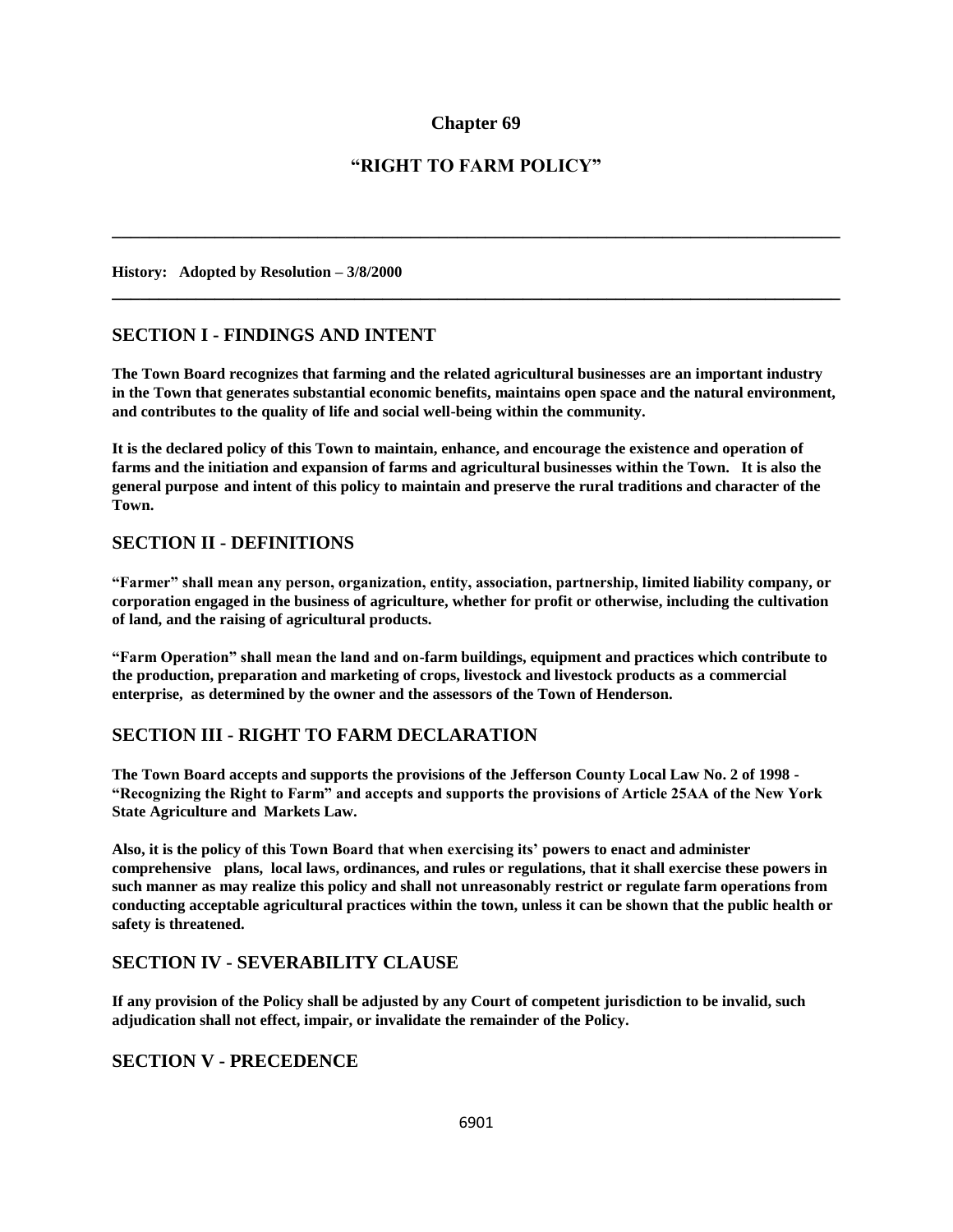# Chapter 69

## "RIGHT TO FARM POLICY"

---

**History: Adopted by Resolution – 3/8/2000**

---

## SECTION I - FINDINGS AND INTENT

**The Town Board recognizes that farming and the related agricultural businesses are an important industry in the Town that generates substantial economic benefits, maintains open space and the natural environment, and contributes to the quality of life and social well-being within the community.**

**It is the declared policy of this Town to maintain, enhance, and encourage the existence and operation of farms and the initiation and expansion of farms and agricultural businesses within the Town. It is also the general purpose and intent of this policy to maintain and preserve the rural traditions and character of the Town.**

## SECTION II - DEFINITIONS

**"Farmer" shall mean any person, organization, entity, association, partnership, limited liability company, or corporation engaged in the business of agriculture, whether for profit or otherwise, including the cultivation of land, and the raising of agricultural products.**

**"Farm Operation" shall mean the land and on-farm buildings, equipment and practices which contribute to the production, preparation and marketing of crops, livestock and livestock products as a commercial enterprise, as determined by the owner and the assessors of the Town of Henderson.**

## SECTION III - RIGHT TO FARM DECLARATION

**The Town Board accepts and supports the provisions of the Jefferson County Local Law No. 2 of 1998 - "Recognizing the Right to Farm" and accepts and supports the provisions of Article 25AA of the New York State Agriculture and Markets Law.**

**Also, it is the policy of this Town Board that when exercising its' powers to enact and administer comprehensive plans, local laws, ordinances, and rules or regulations, that it shall exercise these powers in such manner as may realize this policy and shall not unreasonably restrict or regulate farm operations from conducting acceptable agricultural practices within the town, unless it can be shown that the public health or safety is threatened.**

## SECTION IV - SEVERABILITY CLAUSE

**If any provision of the Policy shall be adjusted by any Court of competent jurisdiction to be invalid, such adjudication shall not effect, impair, or invalidate the remainder of the Policy.**

## SECTION V - PRECEDENCE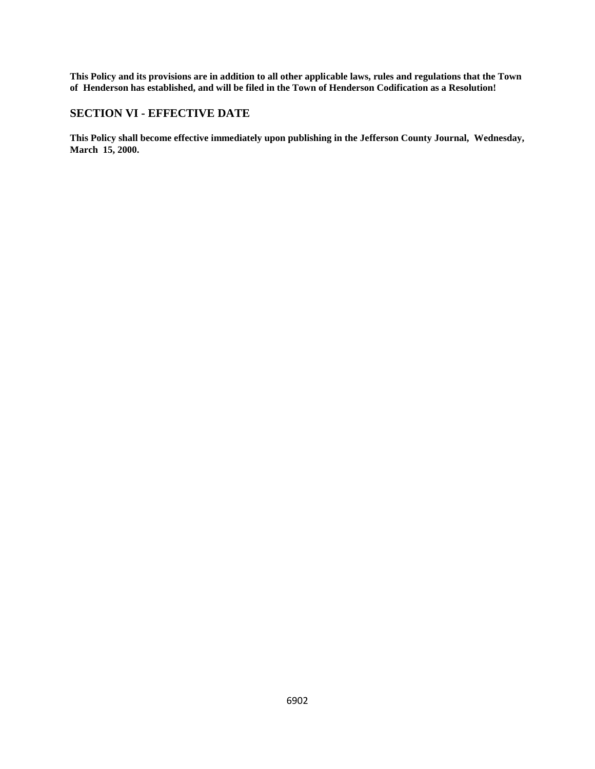**This Policy and its provisions are in addition to all other applicable laws, rules and regulations that the Town of Henderson has established, and will be filed in the Town of Henderson Codification as a Resolution!**

## SECTION VI - EFFECTIVE DATE

**This Policy shall become effective immediately upon publishing in the Jefferson County Journal, Wednesday, March 15, 2000.**